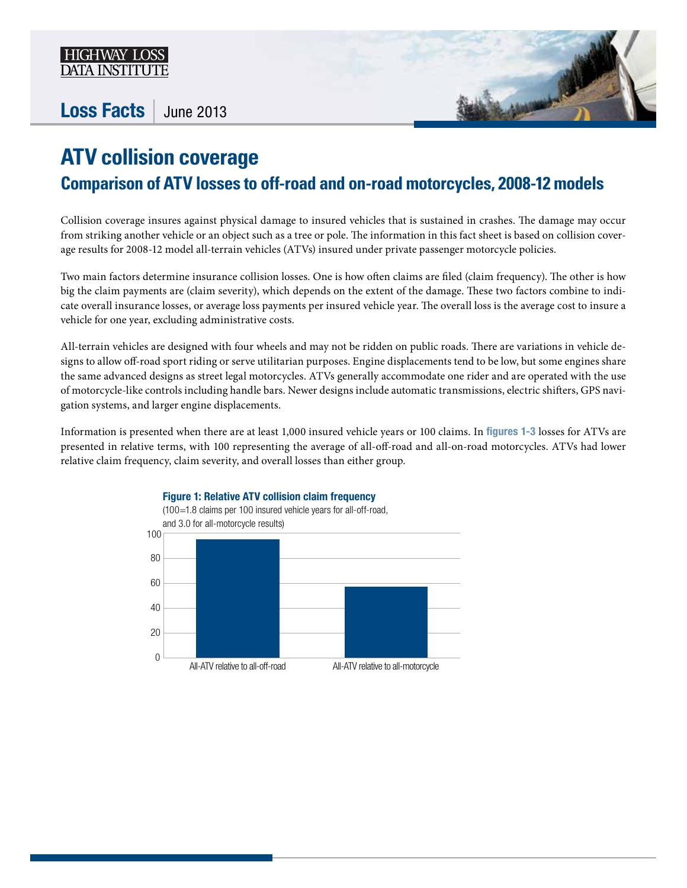HIGHWAY LOSS DATA INSTITUTE

**Loss Facts** | June 2013

# ATV collision coverage

## Comparison of ATV losses to off-road and on-road motorcycles, 2008-12 models

Collision coverage insures against physical damage to insured vehicles that is sustained in crashes. The damage may occur from striking another vehicle or an object such as a tree or pole. The information in this fact sheet is based on collision coverage results for 2008-12 model all-terrain vehicles (ATVs) insured under private passenger motorcycle policies.

Two main factors determine insurance collision losses. One is how often claims are filed (claim frequency). The other is how big the claim payments are (claim severity), which depends on the extent of the damage. These two factors combine to indicate overall insurance losses, or average loss payments per insured vehicle year. The overall loss is the average cost to insure a vehicle for one year, excluding administrative costs.

All-terrain vehicles are designed with four wheels and may not be ridden on public roads. There are variations in vehicle designs to allow off-road sport riding or serve utilitarian purposes. Engine displacements tend to be low, but some engines share the same advanced designs as street legal motorcycles. ATVs generally accommodate one rider and are operated with the use of motorcycle-like controls including handle bars. Newer designs include automatic transmissions, electric shifters, GPS navigation systems, and larger engine displacements.

Information is presented when there are at least 1,000 insured vehicle years or 100 claims. In **figures 1-3** losses for ATVs are presented in relative terms, with 100 representing the average of all-off-road and all-on-road motorcycles. ATVs had lower relative claim frequency, claim severity, and overall losses than either group.

**Figure 1: Relative ATV collision claim frequency**

(100=1.8 claims per 100 insured vehicle years for all-off-road, and 3.0 for all-motorcycle results)

| | Relative claim frequency (approx.) |
|---|---|
| All-ATV relative to all-off-road | 95 |
| All-ATV relative to all-motorcycle | 57 |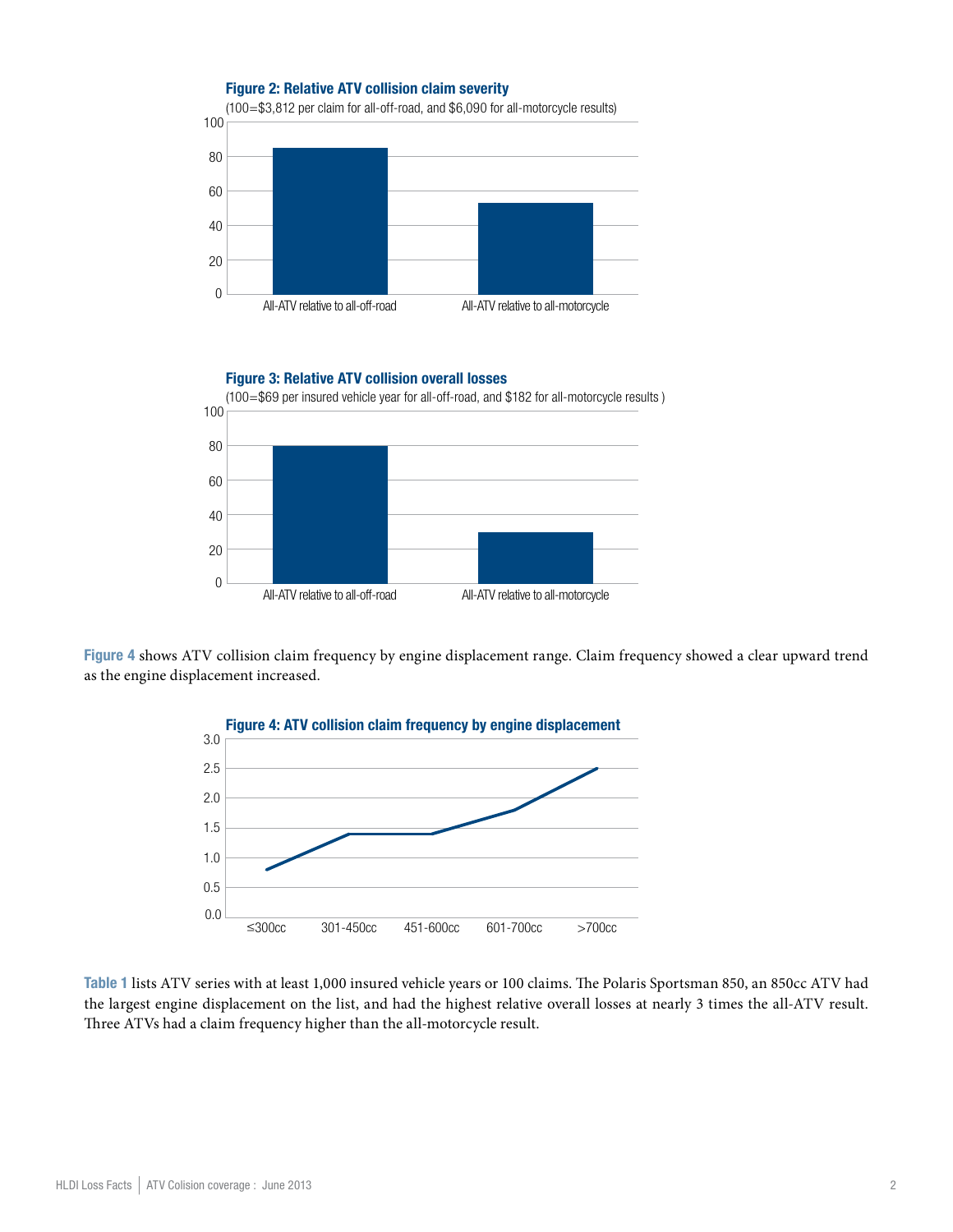**Figure 2: Relative ATV collision claim severity**

(100=$3,812 per claim for all-off-road, and $6,090 for all-motorcycle results)

| | Relative severity |
|---|---|
| All-ATV relative to all-off-road | ~85 |
| All-ATV relative to all-motorcycle | ~53 |

**Figure 3: Relative ATV collision overall losses**

(100=$69 per insured vehicle year for all-off-road, and $182 for all-motorcycle results )

| | Relative overall losses |
|---|---|
| All-ATV relative to all-off-road | ~80 |
| All-ATV relative to all-motorcycle | ~30 |

**Figure 4** shows ATV collision claim frequency by engine displacement range. Claim frequency showed a clear upward trend as the engine displacement increased.

**Figure 4: ATV collision claim frequency by engine displacement**

| Engine displacement | Claim frequency |
|---|---|
| ≤300cc | ~0.8 |
| 301-450cc | ~1.4 |
| 451-600cc | ~1.4 |
| 601-700cc | ~1.8 |
| >700cc | ~2.5 |

**Table 1** lists ATV series with at least 1,000 insured vehicle years or 100 claims. The Polaris Sportsman 850, an 850cc ATV had the largest engine displacement on the list, and had the highest relative overall losses at nearly 3 times the all-ATV result. Three ATVs had a claim frequency higher than the all-motorcycle result.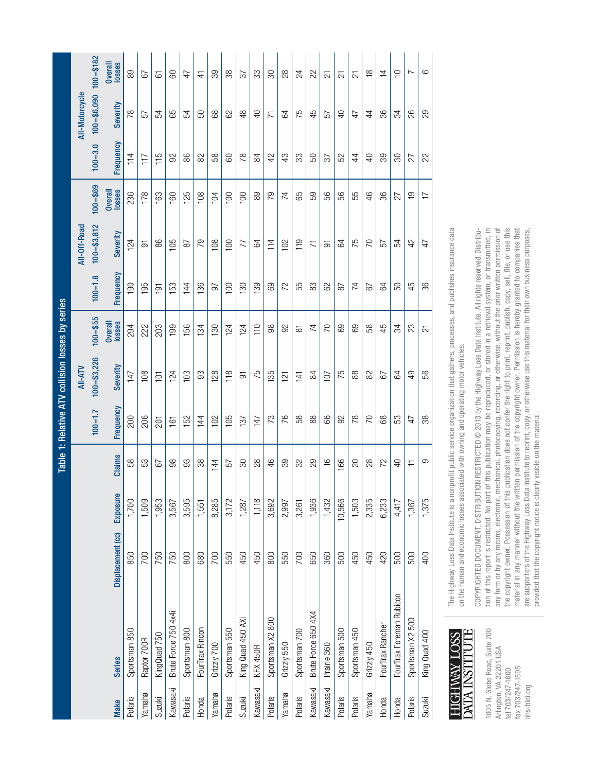## Table 1: Relative ATV collision losses by series

| | | | | | All-ATV | | | All-Off-Road | | | All-Motorcycle | | |
|---|---|---|---|---|---|---|---|---|---|---|---|---|---|
| | | | | | 100=1.7 | 100=$3,226 | 100=$55 | 100=1.8 | 100=$3,812 | 100=$69 | 100=3.0 | 100=$6,090 | 100=$182 |
| Make | Series | Displacement (cc) | Exposure | Claims | Frequency | Severity | Overall losses | Frequency | Severity | Overall losses | Frequency | Severity | Overall losses |
| Polaris | Sportsman 850 | 850 | 1,700 | 58 | 200 | 147 | 294 | 190 | 124 | 236 | 114 | 78 | 89 |
| Yamaha | Raptor 700R | 700 | 1,509 | 53 | 206 | 108 | 222 | 195 | 91 | 178 | 117 | 57 | 67 |
| Suzuki | KingQuad 750 | 750 | 1,953 | 67 | 201 | 101 | 203 | 191 | 86 | 163 | 115 | 54 | 61 |
| Kawasaki | Brute Force 750 4x4i | 750 | 3,567 | 98 | 161 | 124 | 199 | 153 | 105 | 160 | 92 | 65 | 60 |
| Polaris | Sportsman 800 | 800 | 3,595 | 93 | 152 | 103 | 156 | 144 | 87 | 125 | 86 | 54 | 47 |
| Honda | FourTrax Rincon | 680 | 1,551 | 38 | 144 | 93 | 134 | 136 | 79 | 108 | 82 | 50 | 41 |
| Yamaha | Grizzly 700 | 700 | 8,285 | 144 | 102 | 128 | 130 | 97 | 108 | 104 | 58 | 68 | 39 |
| Polaris | Sportsman 550 | 550 | 3,172 | 57 | 105 | 118 | 124 | 100 | 100 | 100 | 60 | 62 | 38 |
| Suzuki | King Quad 450 AXi | 450 | 1,287 | 30 | 137 | 91 | 124 | 130 | 77 | 100 | 78 | 48 | 37 |
| Kawasaki | KFX 450R | 450 | 1,118 | 28 | 147 | 75 | 110 | 139 | 64 | 89 | 84 | 40 | 33 |
| Polaris | Sportsman X2 800 | 800 | 3,692 | 46 | 73 | 135 | 98 | 69 | 114 | 79 | 42 | 71 | 30 |
| Yamaha | Grizzly 550 | 550 | 2,997 | 39 | 76 | 121 | 92 | 72 | 102 | 74 | 43 | 64 | 28 |
| Polaris | Sportsman 700 | 700 | 3,261 | 32 | 58 | 141 | 81 | 55 | 119 | 65 | 33 | 75 | 24 |
| Kawasaki | Brute Force 650 4X4 | 650 | 1,936 | 29 | 88 | 84 | 74 | 83 | 71 | 59 | 50 | 45 | 22 |
| Kawasaki | Prairie 360 | 360 | 1,432 | 16 | 66 | 107 | 70 | 62 | 91 | 56 | 37 | 57 | 21 |
| Polaris | Sportsman 500 | 500 | 10,566 | 166 | 92 | 75 | 69 | 87 | 64 | 56 | 52 | 40 | 21 |
| Polaris | Sportsman 450 | 450 | 1,503 | 20 | 78 | 88 | 69 | 74 | 75 | 55 | 44 | 47 | 21 |
| Yamaha | Grizzly 450 | 450 | 2,335 | 28 | 70 | 82 | 58 | 67 | 70 | 46 | 40 | 44 | 18 |
| Honda | FourTrax Rancher | 420 | 6,233 | 72 | 68 | 67 | 45 | 64 | 57 | 36 | 39 | 36 | 14 |
| Honda | FourTrax Foreman Rubicon | 500 | 4,417 | 40 | 53 | 64 | 34 | 50 | 54 | 27 | 30 | 34 | 10 |
| Polaris | Sportsman X2 500 | 500 | 1,367 | 11 | 47 | 49 | 23 | 45 | 42 | 19 | 27 | 26 | 7 |
| Suzuki | King Quad 400 | 400 | 1,375 | 9 | 38 | 56 | 21 | 36 | 47 | 17 | 22 | 29 | 6 |

HIGHWAY LOSS DATA INSTITUTE

1005 N. Glebe Road, Suite 700
Arlington, VA 22201 USA
tel 703/247-1600
fax 703/247-1595
iihs-hldi.org

The Highway Loss Data Institute is a nonprofit public service organization that gathers, processes, and publishes insurance data on the human and economic losses associated with owning and operating motor vehicles.

COPYRIGHTED DOCUMENT, DISTRIBUTION RESTRICTED © 2013 by the Highway Loss Data Institute. All rights reserved. Distribution of this report is restricted. No part of this publication may be reproduced, or stored in a retrieval system, or transmitted, in any form or by any means, electronic, mechanical, photocopying, recording, or otherwise, without the prior written permission of the copyright owner. Possession of this publication does not confer the right to print, reprint, publish, copy, sell, file, or use this material in any manner without the written permission of the copyright owner. Permission is hereby granted to companies that are supporters of the Highway Loss Data Institute to reprint, copy, or otherwise use this material for their own business purposes, provided that the copyright notice is clearly visible on the material.